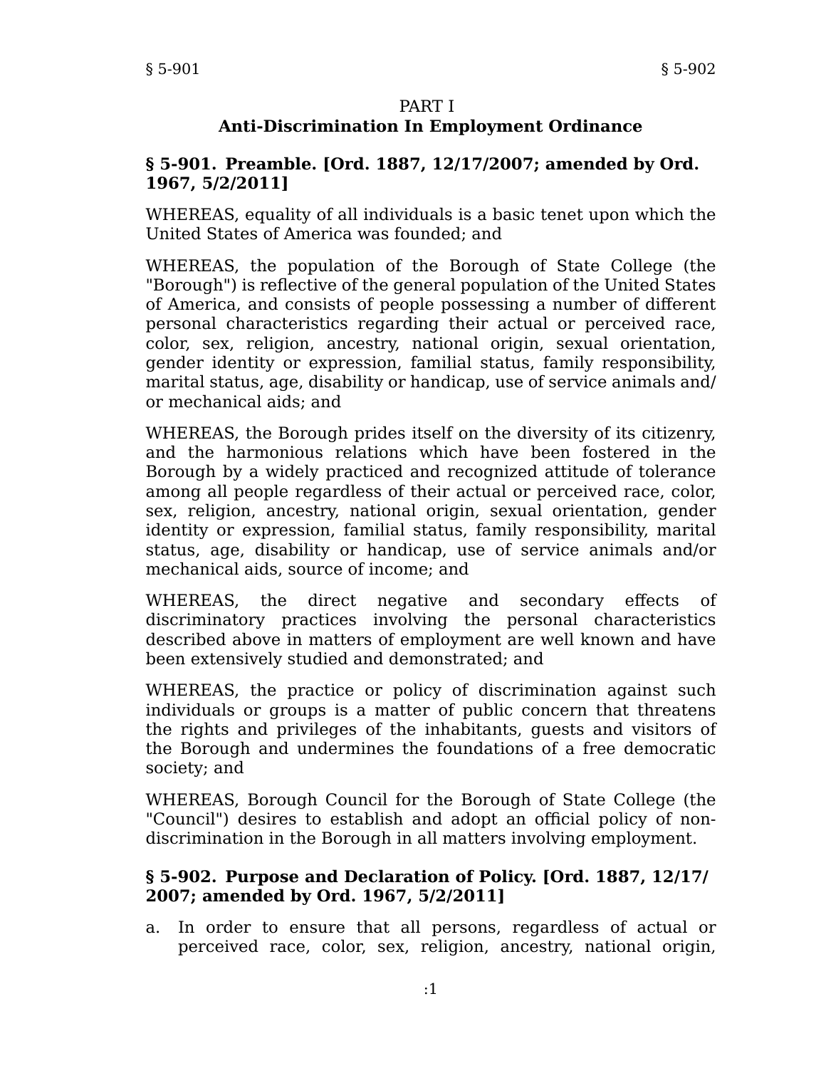PART I

# Anti-Discrimination In Employment Ordinance

## § 5-901. Preamble. [Ord. 1887, 12/17/2007; amended by Ord. 1967, 5/2/2011]

WHEREAS, equality of all individuals is a basic tenet upon which the United States of America was founded; and

WHEREAS, the population of the Borough of State College (the "Borough") is reflective of the general population of the United States of America, and consists of people possessing a number of different personal characteristics regarding their actual or perceived race, color, sex, religion, ancestry, national origin, sexual orientation, gender identity or expression, familial status, family responsibility, marital status, age, disability or handicap, use of service animals and/or mechanical aids; and

WHEREAS, the Borough prides itself on the diversity of its citizenry, and the harmonious relations which have been fostered in the Borough by a widely practiced and recognized attitude of tolerance among all people regardless of their actual or perceived race, color, sex, religion, ancestry, national origin, sexual orientation, gender identity or expression, familial status, family responsibility, marital status, age, disability or handicap, use of service animals and/or mechanical aids, source of income; and

WHEREAS, the direct negative and secondary effects of discriminatory practices involving the personal characteristics described above in matters of employment are well known and have been extensively studied and demonstrated; and

WHEREAS, the practice or policy of discrimination against such individuals or groups is a matter of public concern that threatens the rights and privileges of the inhabitants, guests and visitors of the Borough and undermines the foundations of a free democratic society; and

WHEREAS, Borough Council for the Borough of State College (the "Council") desires to establish and adopt an official policy of non-discrimination in the Borough in all matters involving employment.

## § 5-902. Purpose and Declaration of Policy. [Ord. 1887, 12/17/2007; amended by Ord. 1967, 5/2/2011]

a. In order to ensure that all persons, regardless of actual or perceived race, color, sex, religion, ancestry, national origin,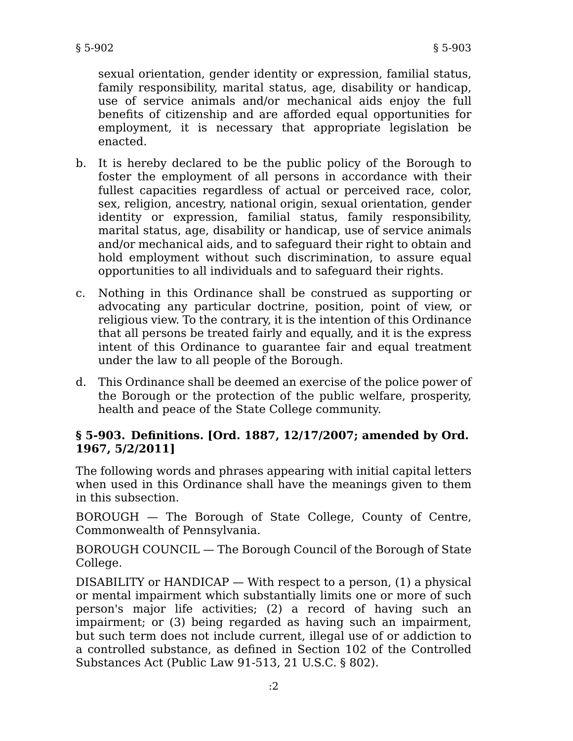sexual orientation, gender identity or expression, familial status, family responsibility, marital status, age, disability or handicap, use of service animals and/or mechanical aids enjoy the full benefits of citizenship and are afforded equal opportunities for employment, it is necessary that appropriate legislation be enacted.

b. It is hereby declared to be the public policy of the Borough to foster the employment of all persons in accordance with their fullest capacities regardless of actual or perceived race, color, sex, religion, ancestry, national origin, sexual orientation, gender identity or expression, familial status, family responsibility, marital status, age, disability or handicap, use of service animals and/or mechanical aids, and to safeguard their right to obtain and hold employment without such discrimination, to assure equal opportunities to all individuals and to safeguard their rights.

c. Nothing in this Ordinance shall be construed as supporting or advocating any particular doctrine, position, point of view, or religious view. To the contrary, it is the intention of this Ordinance that all persons be treated fairly and equally, and it is the express intent of this Ordinance to guarantee fair and equal treatment under the law to all people of the Borough.

d. This Ordinance shall be deemed an exercise of the police power of the Borough or the protection of the public welfare, prosperity, health and peace of the State College community.

**§ 5-903. Definitions. [Ord. 1887, 12/17/2007; amended by Ord. 1967, 5/2/2011]**

The following words and phrases appearing with initial capital letters when used in this Ordinance shall have the meanings given to them in this subsection.

BOROUGH — The Borough of State College, County of Centre, Commonwealth of Pennsylvania.

BOROUGH COUNCIL — The Borough Council of the Borough of State College.

DISABILITY or HANDICAP — With respect to a person, (1) a physical or mental impairment which substantially limits one or more of such person's major life activities; (2) a record of having such an impairment; or (3) being regarded as having such an impairment, but such term does not include current, illegal use of or addiction to a controlled substance, as defined in Section 102 of the Controlled Substances Act (Public Law 91-513, 21 U.S.C. § 802).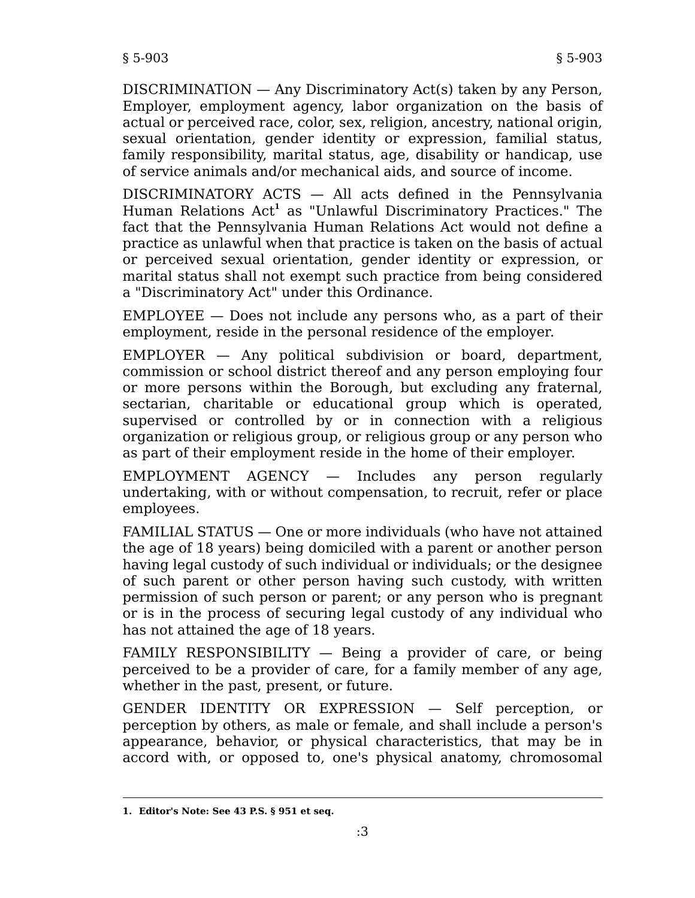DISCRIMINATION — Any Discriminatory Act(s) taken by any Person, Employer, employment agency, labor organization on the basis of actual or perceived race, color, sex, religion, ancestry, national origin, sexual orientation, gender identity or expression, familial status, family responsibility, marital status, age, disability or handicap, use of service animals and/or mechanical aids, and source of income.

DISCRIMINATORY ACTS — All acts defined in the Pennsylvania Human Relations Act[1] as "Unlawful Discriminatory Practices." The fact that the Pennsylvania Human Relations Act would not define a practice as unlawful when that practice is taken on the basis of actual or perceived sexual orientation, gender identity or expression, or marital status shall not exempt such practice from being considered a "Discriminatory Act" under this Ordinance.

EMPLOYEE — Does not include any persons who, as a part of their employment, reside in the personal residence of the employer.

EMPLOYER — Any political subdivision or board, department, commission or school district thereof and any person employing four or more persons within the Borough, but excluding any fraternal, sectarian, charitable or educational group which is operated, supervised or controlled by or in connection with a religious organization or religious group, or religious group or any person who as part of their employment reside in the home of their employer.

EMPLOYMENT AGENCY — Includes any person regularly undertaking, with or without compensation, to recruit, refer or place employees.

FAMILIAL STATUS — One or more individuals (who have not attained the age of 18 years) being domiciled with a parent or another person having legal custody of such individual or individuals; or the designee of such parent or other person having such custody, with written permission of such person or parent; or any person who is pregnant or is in the process of securing legal custody of any individual who has not attained the age of 18 years.

FAMILY RESPONSIBILITY — Being a provider of care, or being perceived to be a provider of care, for a family member of any age, whether in the past, present, or future.

GENDER IDENTITY OR EXPRESSION — Self perception, or perception by others, as male or female, and shall include a person's appearance, behavior, or physical characteristics, that may be in accord with, or opposed to, one's physical anatomy, chromosomal

---

**1. Editor's Note: See 43 P.S. § 951 et seq.**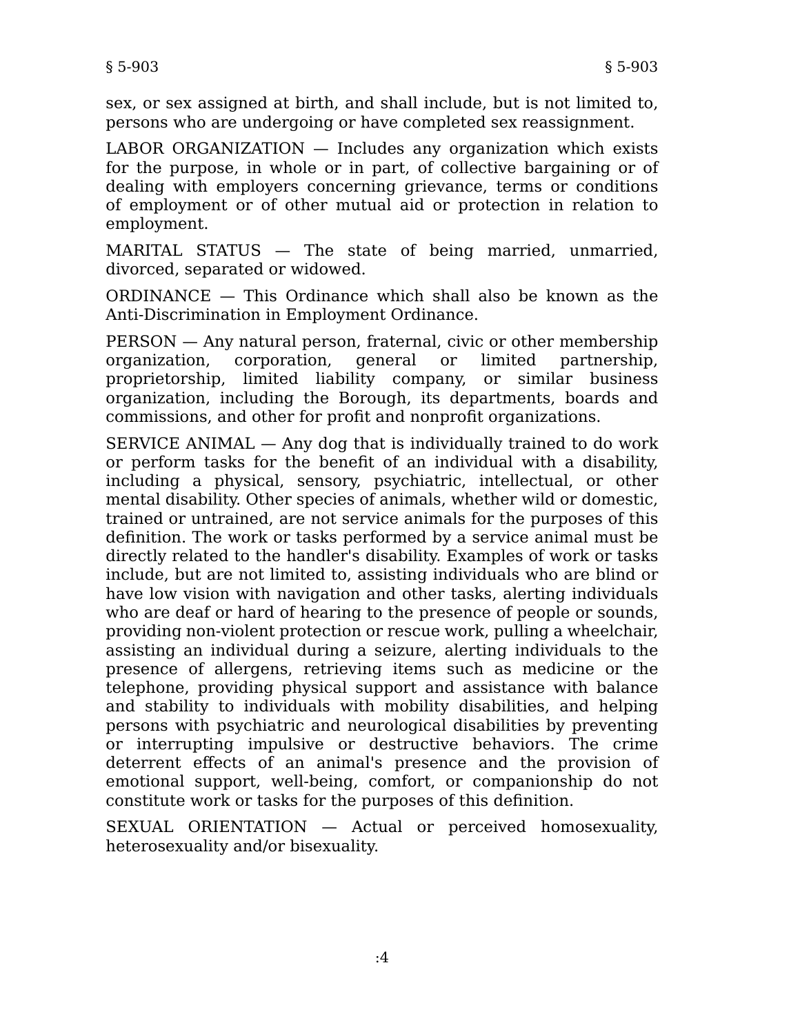sex, or sex assigned at birth, and shall include, but is not limited to, persons who are undergoing or have completed sex reassignment.

LABOR ORGANIZATION — Includes any organization which exists for the purpose, in whole or in part, of collective bargaining or of dealing with employers concerning grievance, terms or conditions of employment or of other mutual aid or protection in relation to employment.

MARITAL STATUS — The state of being married, unmarried, divorced, separated or widowed.

ORDINANCE — This Ordinance which shall also be known as the Anti-Discrimination in Employment Ordinance.

PERSON — Any natural person, fraternal, civic or other membership organization, corporation, general or limited partnership, proprietorship, limited liability company, or similar business organization, including the Borough, its departments, boards and commissions, and other for profit and nonprofit organizations.

SERVICE ANIMAL — Any dog that is individually trained to do work or perform tasks for the benefit of an individual with a disability, including a physical, sensory, psychiatric, intellectual, or other mental disability. Other species of animals, whether wild or domestic, trained or untrained, are not service animals for the purposes of this definition. The work or tasks performed by a service animal must be directly related to the handler's disability. Examples of work or tasks include, but are not limited to, assisting individuals who are blind or have low vision with navigation and other tasks, alerting individuals who are deaf or hard of hearing to the presence of people or sounds, providing non-violent protection or rescue work, pulling a wheelchair, assisting an individual during a seizure, alerting individuals to the presence of allergens, retrieving items such as medicine or the telephone, providing physical support and assistance with balance and stability to individuals with mobility disabilities, and helping persons with psychiatric and neurological disabilities by preventing or interrupting impulsive or destructive behaviors. The crime deterrent effects of an animal's presence and the provision of emotional support, well-being, comfort, or companionship do not constitute work or tasks for the purposes of this definition.

SEXUAL ORIENTATION — Actual or perceived homosexuality, heterosexuality and/or bisexuality.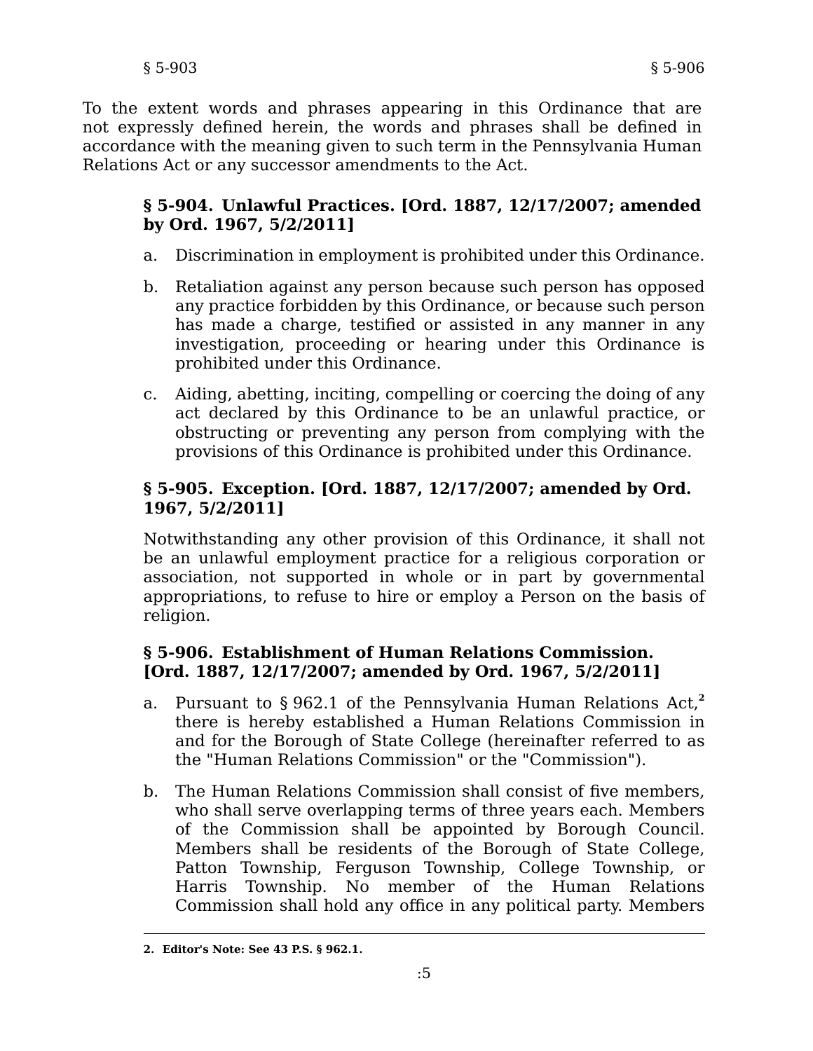To the extent words and phrases appearing in this Ordinance that are not expressly defined herein, the words and phrases shall be defined in accordance with the meaning given to such term in the Pennsylvania Human Relations Act or any successor amendments to the Act.

### § 5-904. Unlawful Practices. [Ord. 1887, 12/17/2007; amended by Ord. 1967, 5/2/2011]

a. Discrimination in employment is prohibited under this Ordinance.

b. Retaliation against any person because such person has opposed any practice forbidden by this Ordinance, or because such person has made a charge, testified or assisted in any manner in any investigation, proceeding or hearing under this Ordinance is prohibited under this Ordinance.

c. Aiding, abetting, inciting, compelling or coercing the doing of any act declared by this Ordinance to be an unlawful practice, or obstructing or preventing any person from complying with the provisions of this Ordinance is prohibited under this Ordinance.

### § 5-905. Exception. [Ord. 1887, 12/17/2007; amended by Ord. 1967, 5/2/2011]

Notwithstanding any other provision of this Ordinance, it shall not be an unlawful employment practice for a religious corporation or association, not supported in whole or in part by governmental appropriations, to refuse to hire or employ a Person on the basis of religion.

### § 5-906. Establishment of Human Relations Commission. [Ord. 1887, 12/17/2007; amended by Ord. 1967, 5/2/2011]

a. Pursuant to § 962.1 of the Pennsylvania Human Relations Act,[2] there is hereby established a Human Relations Commission in and for the Borough of State College (hereinafter referred to as the "Human Relations Commission" or the "Commission").

b. The Human Relations Commission shall consist of five members, who shall serve overlapping terms of three years each. Members of the Commission shall be appointed by Borough Council. Members shall be residents of the Borough of State College, Patton Township, Ferguson Township, College Township, or Harris Township. No member of the Human Relations Commission shall hold any office in any political party. Members

---

**2. Editor's Note: See 43 P.S. § 962.1.**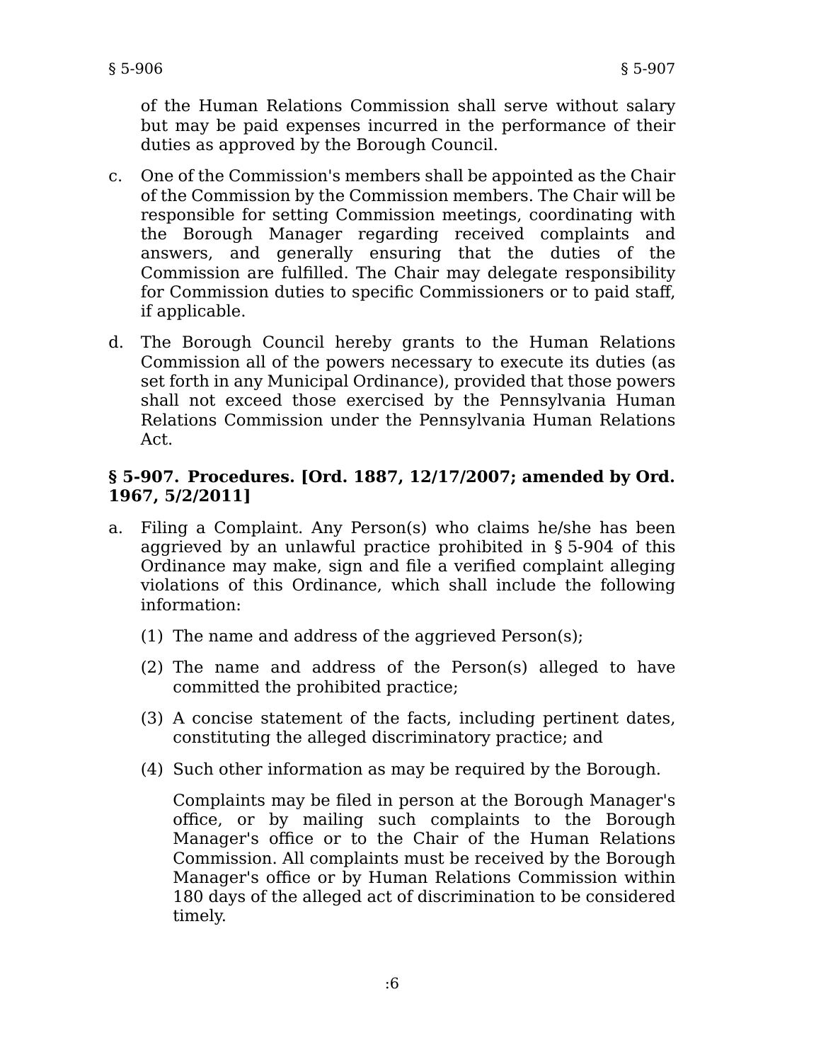of the Human Relations Commission shall serve without salary but may be paid expenses incurred in the performance of their duties as approved by the Borough Council.

c. One of the Commission's members shall be appointed as the Chair of the Commission by the Commission members. The Chair will be responsible for setting Commission meetings, coordinating with the Borough Manager regarding received complaints and answers, and generally ensuring that the duties of the Commission are fulfilled. The Chair may delegate responsibility for Commission duties to specific Commissioners or to paid staff, if applicable.

d. The Borough Council hereby grants to the Human Relations Commission all of the powers necessary to execute its duties (as set forth in any Municipal Ordinance), provided that those powers shall not exceed those exercised by the Pennsylvania Human Relations Commission under the Pennsylvania Human Relations Act.

**§ 5-907. Procedures. [Ord. 1887, 12/17/2007; amended by Ord. 1967, 5/2/2011]**

a. Filing a Complaint. Any Person(s) who claims he/she has been aggrieved by an unlawful practice prohibited in § 5-904 of this Ordinance may make, sign and file a verified complaint alleging violations of this Ordinance, which shall include the following information:

   (1) The name and address of the aggrieved Person(s);

   (2) The name and address of the Person(s) alleged to have committed the prohibited practice;

   (3) A concise statement of the facts, including pertinent dates, constituting the alleged discriminatory practice; and

   (4) Such other information as may be required by the Borough.

   Complaints may be filed in person at the Borough Manager's office, or by mailing such complaints to the Borough Manager's office or to the Chair of the Human Relations Commission. All complaints must be received by the Borough Manager's office or by Human Relations Commission within 180 days of the alleged act of discrimination to be considered timely.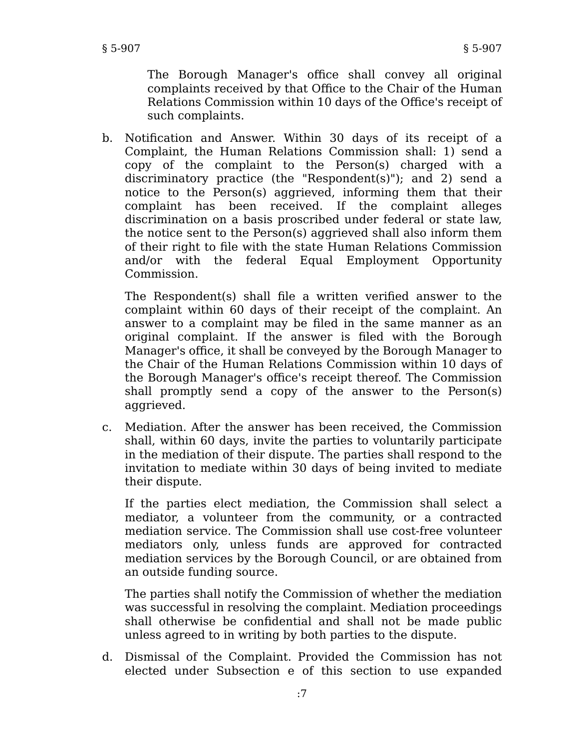The Borough Manager's office shall convey all original complaints received by that Office to the Chair of the Human Relations Commission within 10 days of the Office's receipt of such complaints.

b. Notification and Answer. Within 30 days of its receipt of a Complaint, the Human Relations Commission shall: 1) send a copy of the complaint to the Person(s) charged with a discriminatory practice (the "Respondent(s)"); and 2) send a notice to the Person(s) aggrieved, informing them that their complaint has been received. If the complaint alleges discrimination on a basis proscribed under federal or state law, the notice sent to the Person(s) aggrieved shall also inform them of their right to file with the state Human Relations Commission and/or with the federal Equal Employment Opportunity Commission.

   The Respondent(s) shall file a written verified answer to the complaint within 60 days of their receipt of the complaint. An answer to a complaint may be filed in the same manner as an original complaint. If the answer is filed with the Borough Manager's office, it shall be conveyed by the Borough Manager to the Chair of the Human Relations Commission within 10 days of the Borough Manager's office's receipt thereof. The Commission shall promptly send a copy of the answer to the Person(s) aggrieved.

c. Mediation. After the answer has been received, the Commission shall, within 60 days, invite the parties to voluntarily participate in the mediation of their dispute. The parties shall respond to the invitation to mediate within 30 days of being invited to mediate their dispute.

   If the parties elect mediation, the Commission shall select a mediator, a volunteer from the community, or a contracted mediation service. The Commission shall use cost-free volunteer mediators only, unless funds are approved for contracted mediation services by the Borough Council, or are obtained from an outside funding source.

   The parties shall notify the Commission of whether the mediation was successful in resolving the complaint. Mediation proceedings shall otherwise be confidential and shall not be made public unless agreed to in writing by both parties to the dispute.

d. Dismissal of the Complaint. Provided the Commission has not elected under Subsection e of this section to use expanded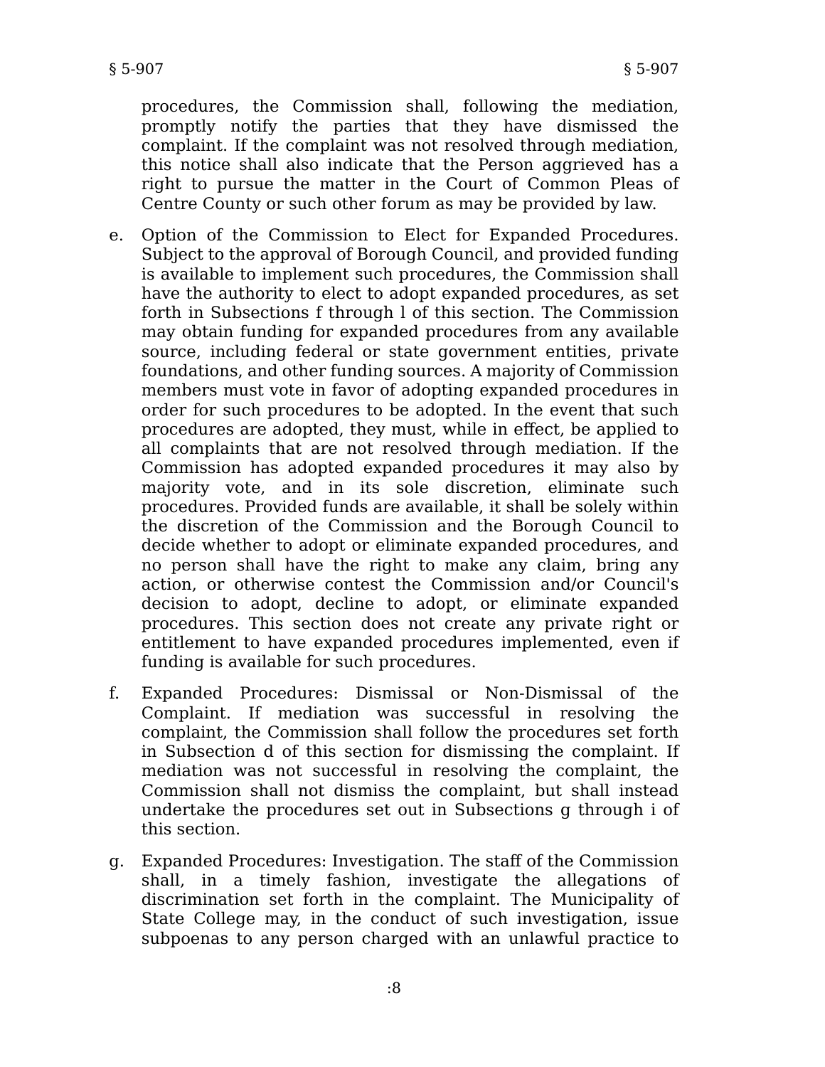procedures, the Commission shall, following the mediation, promptly notify the parties that they have dismissed the complaint. If the complaint was not resolved through mediation, this notice shall also indicate that the Person aggrieved has a right to pursue the matter in the Court of Common Pleas of Centre County or such other forum as may be provided by law.

e. Option of the Commission to Elect for Expanded Procedures. Subject to the approval of Borough Council, and provided funding is available to implement such procedures, the Commission shall have the authority to elect to adopt expanded procedures, as set forth in Subsections f through l of this section. The Commission may obtain funding for expanded procedures from any available source, including federal or state government entities, private foundations, and other funding sources. A majority of Commission members must vote in favor of adopting expanded procedures in order for such procedures to be adopted. In the event that such procedures are adopted, they must, while in effect, be applied to all complaints that are not resolved through mediation. If the Commission has adopted expanded procedures it may also by majority vote, and in its sole discretion, eliminate such procedures. Provided funds are available, it shall be solely within the discretion of the Commission and the Borough Council to decide whether to adopt or eliminate expanded procedures, and no person shall have the right to make any claim, bring any action, or otherwise contest the Commission and/or Council's decision to adopt, decline to adopt, or eliminate expanded procedures. This section does not create any private right or entitlement to have expanded procedures implemented, even if funding is available for such procedures.

f. Expanded Procedures: Dismissal or Non-Dismissal of the Complaint. If mediation was successful in resolving the complaint, the Commission shall follow the procedures set forth in Subsection d of this section for dismissing the complaint. If mediation was not successful in resolving the complaint, the Commission shall not dismiss the complaint, but shall instead undertake the procedures set out in Subsections g through i of this section.

g. Expanded Procedures: Investigation. The staff of the Commission shall, in a timely fashion, investigate the allegations of discrimination set forth in the complaint. The Municipality of State College may, in the conduct of such investigation, issue subpoenas to any person charged with an unlawful practice to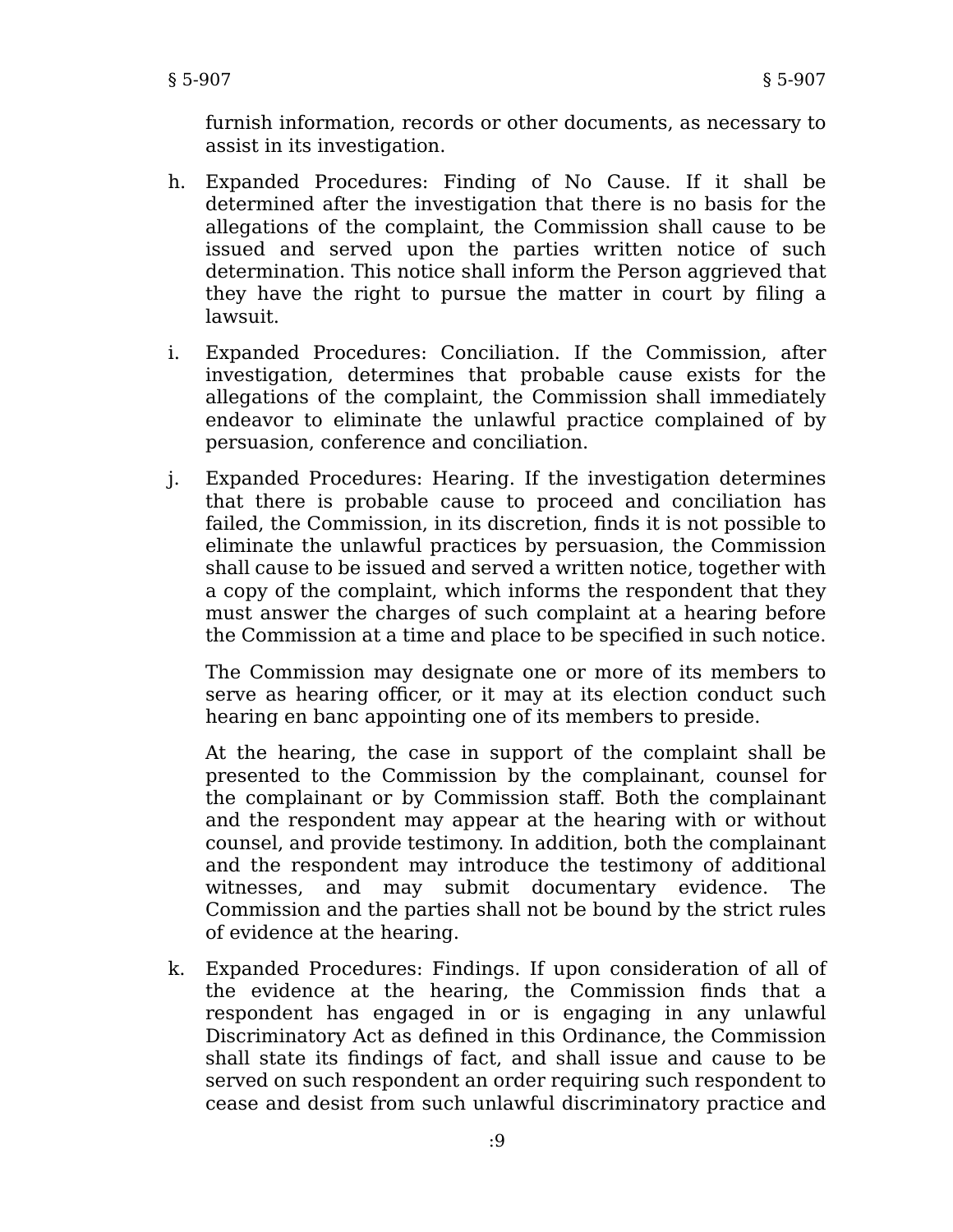furnish information, records or other documents, as necessary to assist in its investigation.

h. Expanded Procedures: Finding of No Cause. If it shall be determined after the investigation that there is no basis for the allegations of the complaint, the Commission shall cause to be issued and served upon the parties written notice of such determination. This notice shall inform the Person aggrieved that they have the right to pursue the matter in court by filing a lawsuit.

i. Expanded Procedures: Conciliation. If the Commission, after investigation, determines that probable cause exists for the allegations of the complaint, the Commission shall immediately endeavor to eliminate the unlawful practice complained of by persuasion, conference and conciliation.

j. Expanded Procedures: Hearing. If the investigation determines that there is probable cause to proceed and conciliation has failed, the Commission, in its discretion, finds it is not possible to eliminate the unlawful practices by persuasion, the Commission shall cause to be issued and served a written notice, together with a copy of the complaint, which informs the respondent that they must answer the charges of such complaint at a hearing before the Commission at a time and place to be specified in such notice.

   The Commission may designate one or more of its members to serve as hearing officer, or it may at its election conduct such hearing en banc appointing one of its members to preside.

   At the hearing, the case in support of the complaint shall be presented to the Commission by the complainant, counsel for the complainant or by Commission staff. Both the complainant and the respondent may appear at the hearing with or without counsel, and provide testimony. In addition, both the complainant and the respondent may introduce the testimony of additional witnesses, and may submit documentary evidence. The Commission and the parties shall not be bound by the strict rules of evidence at the hearing.

k. Expanded Procedures: Findings. If upon consideration of all of the evidence at the hearing, the Commission finds that a respondent has engaged in or is engaging in any unlawful Discriminatory Act as defined in this Ordinance, the Commission shall state its findings of fact, and shall issue and cause to be served on such respondent an order requiring such respondent to cease and desist from such unlawful discriminatory practice and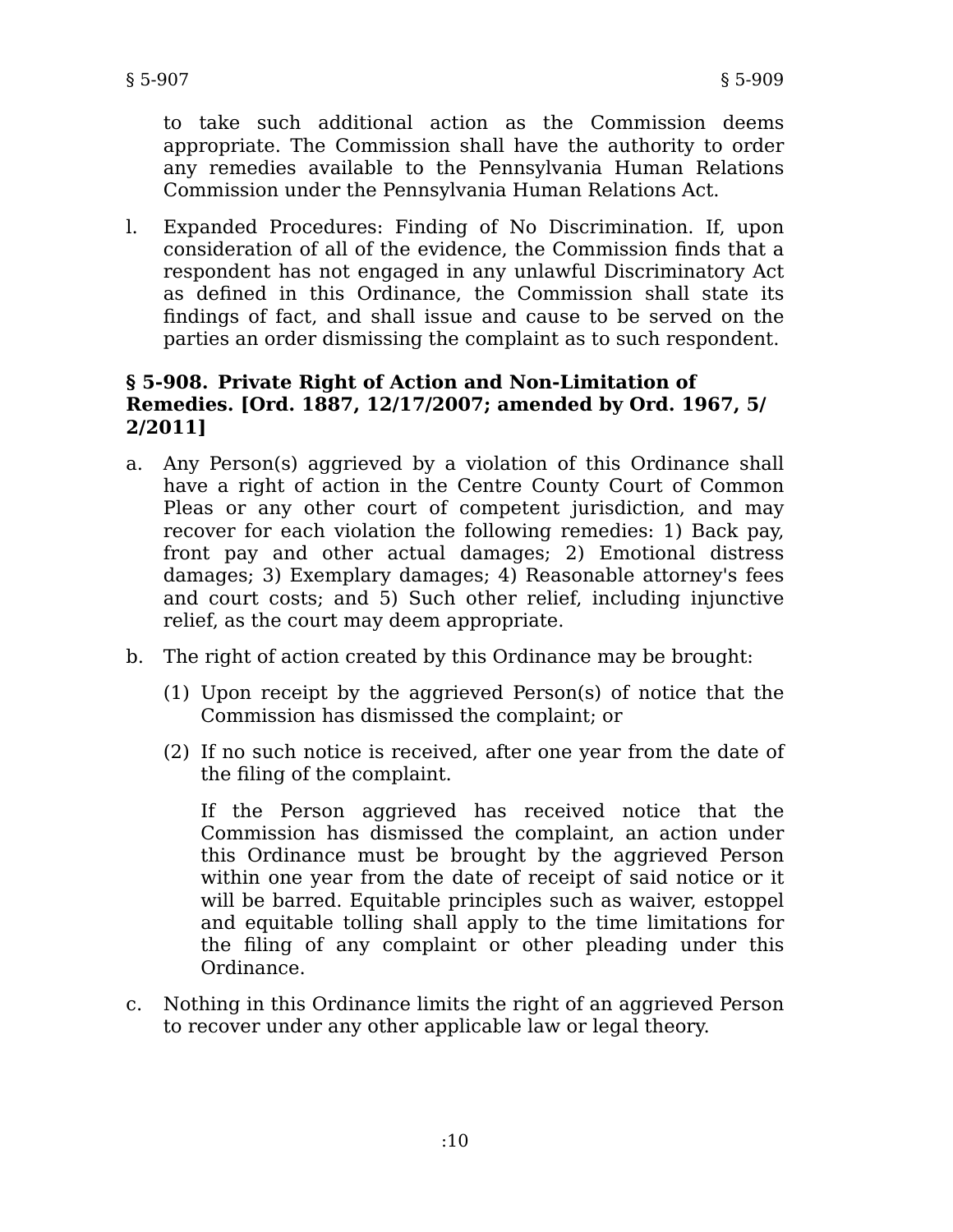to take such additional action as the Commission deems appropriate. The Commission shall have the authority to order any remedies available to the Pennsylvania Human Relations Commission under the Pennsylvania Human Relations Act.

l. Expanded Procedures: Finding of No Discrimination. If, upon consideration of all of the evidence, the Commission finds that a respondent has not engaged in any unlawful Discriminatory Act as defined in this Ordinance, the Commission shall state its findings of fact, and shall issue and cause to be served on the parties an order dismissing the complaint as to such respondent.

### § 5-908. Private Right of Action and Non-Limitation of Remedies. [Ord. 1887, 12/17/2007; amended by Ord. 1967, 5/2/2011]

a. Any Person(s) aggrieved by a violation of this Ordinance shall have a right of action in the Centre County Court of Common Pleas or any other court of competent jurisdiction, and may recover for each violation the following remedies: 1) Back pay, front pay and other actual damages; 2) Emotional distress damages; 3) Exemplary damages; 4) Reasonable attorney's fees and court costs; and 5) Such other relief, including injunctive relief, as the court may deem appropriate.

b. The right of action created by this Ordinance may be brought:

   (1) Upon receipt by the aggrieved Person(s) of notice that the Commission has dismissed the complaint; or

   (2) If no such notice is received, after one year from the date of the filing of the complaint.

   If the Person aggrieved has received notice that the Commission has dismissed the complaint, an action under this Ordinance must be brought by the aggrieved Person within one year from the date of receipt of said notice or it will be barred. Equitable principles such as waiver, estoppel and equitable tolling shall apply to the time limitations for the filing of any complaint or other pleading under this Ordinance.

c. Nothing in this Ordinance limits the right of an aggrieved Person to recover under any other applicable law or legal theory.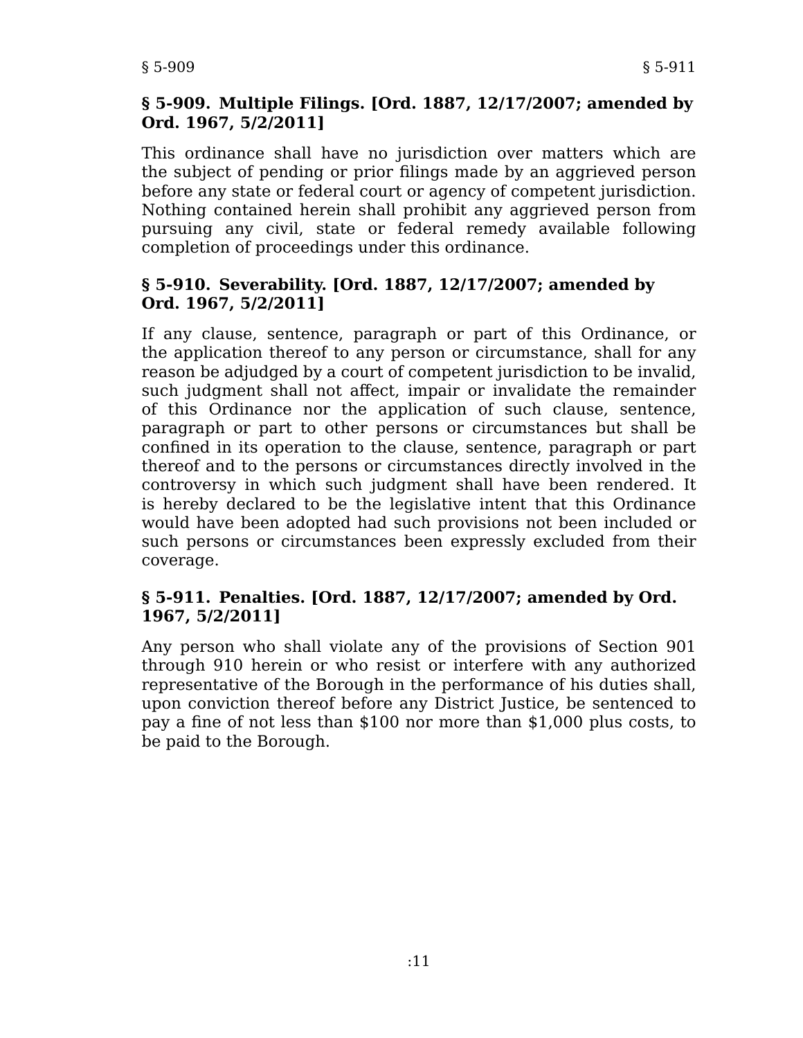### § 5-909. Multiple Filings. [Ord. 1887, 12/17/2007; amended by Ord. 1967, 5/2/2011]

This ordinance shall have no jurisdiction over matters which are the subject of pending or prior filings made by an aggrieved person before any state or federal court or agency of competent jurisdiction. Nothing contained herein shall prohibit any aggrieved person from pursuing any civil, state or federal remedy available following completion of proceedings under this ordinance.

### § 5-910. Severability. [Ord. 1887, 12/17/2007; amended by Ord. 1967, 5/2/2011]

If any clause, sentence, paragraph or part of this Ordinance, or the application thereof to any person or circumstance, shall for any reason be adjudged by a court of competent jurisdiction to be invalid, such judgment shall not affect, impair or invalidate the remainder of this Ordinance nor the application of such clause, sentence, paragraph or part to other persons or circumstances but shall be confined in its operation to the clause, sentence, paragraph or part thereof and to the persons or circumstances directly involved in the controversy in which such judgment shall have been rendered. It is hereby declared to be the legislative intent that this Ordinance would have been adopted had such provisions not been included or such persons or circumstances been expressly excluded from their coverage.

### § 5-911. Penalties. [Ord. 1887, 12/17/2007; amended by Ord. 1967, 5/2/2011]

Any person who shall violate any of the provisions of Section 901 through 910 herein or who resist or interfere with any authorized representative of the Borough in the performance of his duties shall, upon conviction thereof before any District Justice, be sentenced to pay a fine of not less than $100 nor more than $1,000 plus costs, to be paid to the Borough.